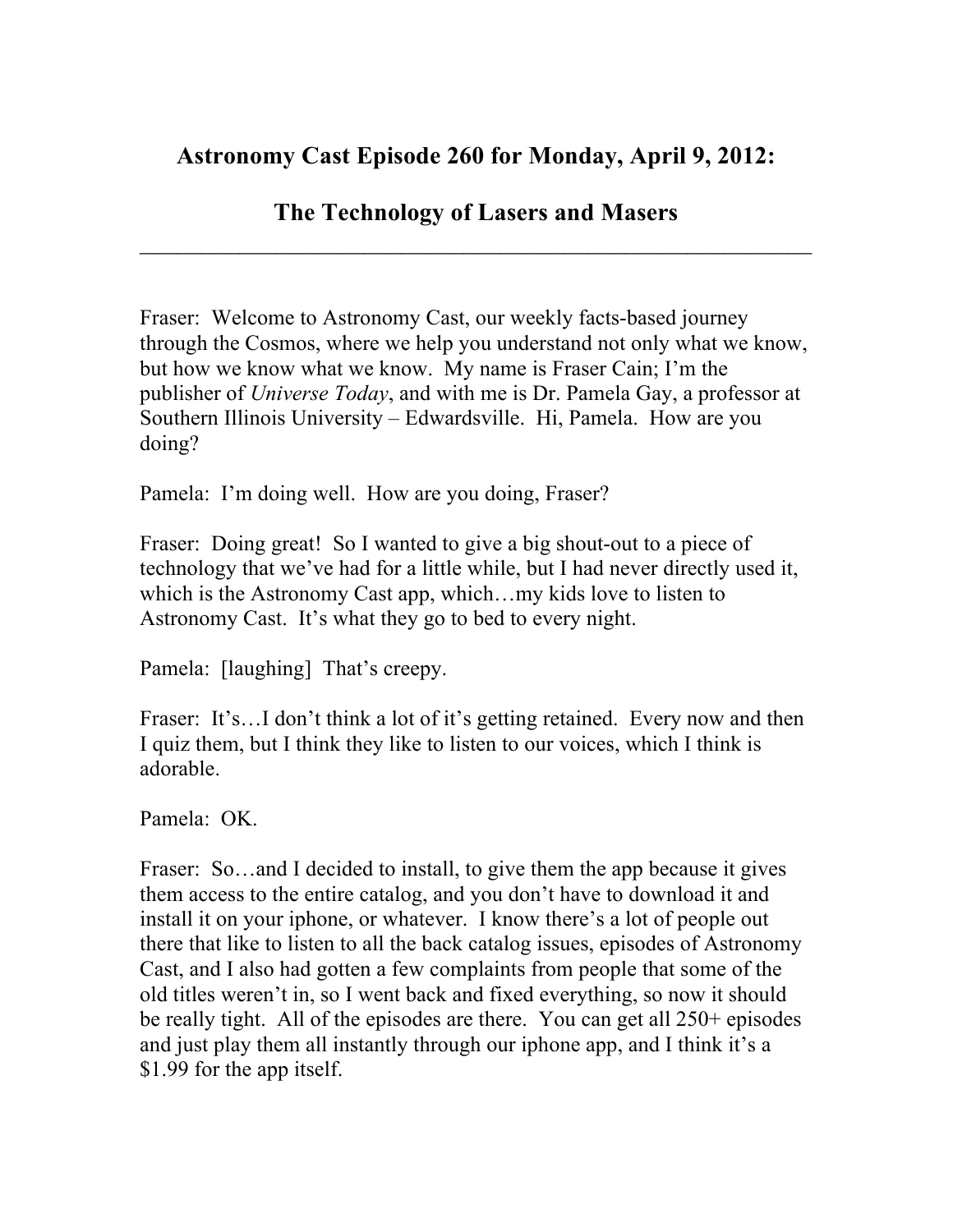# Astronomy Cast Episode 260 for Monday, April 9, 2012:

# The Technology of Lasers and Masers

---

Fraser: Welcome to Astronomy Cast, our weekly facts-based journey through the Cosmos, where we help you understand not only what we know, but how we know what we know. My name is Fraser Cain; I'm the publisher of *Universe Today*, and with me is Dr. Pamela Gay, a professor at Southern Illinois University – Edwardsville. Hi, Pamela. How are you doing?

Pamela: I'm doing well. How are you doing, Fraser?

Fraser: Doing great! So I wanted to give a big shout-out to a piece of technology that we've had for a little while, but I had never directly used it, which is the Astronomy Cast app, which…my kids love to listen to Astronomy Cast. It's what they go to bed to every night.

Pamela: [laughing] That's creepy.

Fraser: It's…I don't think a lot of it's getting retained. Every now and then I quiz them, but I think they like to listen to our voices, which I think is adorable.

Pamela: OK.

Fraser: So…and I decided to install, to give them the app because it gives them access to the entire catalog, and you don't have to download it and install it on your iphone, or whatever. I know there's a lot of people out there that like to listen to all the back catalog issues, episodes of Astronomy Cast, and I also had gotten a few complaints from people that some of the old titles weren't in, so I went back and fixed everything, so now it should be really tight. All of the episodes are there. You can get all 250+ episodes and just play them all instantly through our iphone app, and I think it's a $1.99 for the app itself.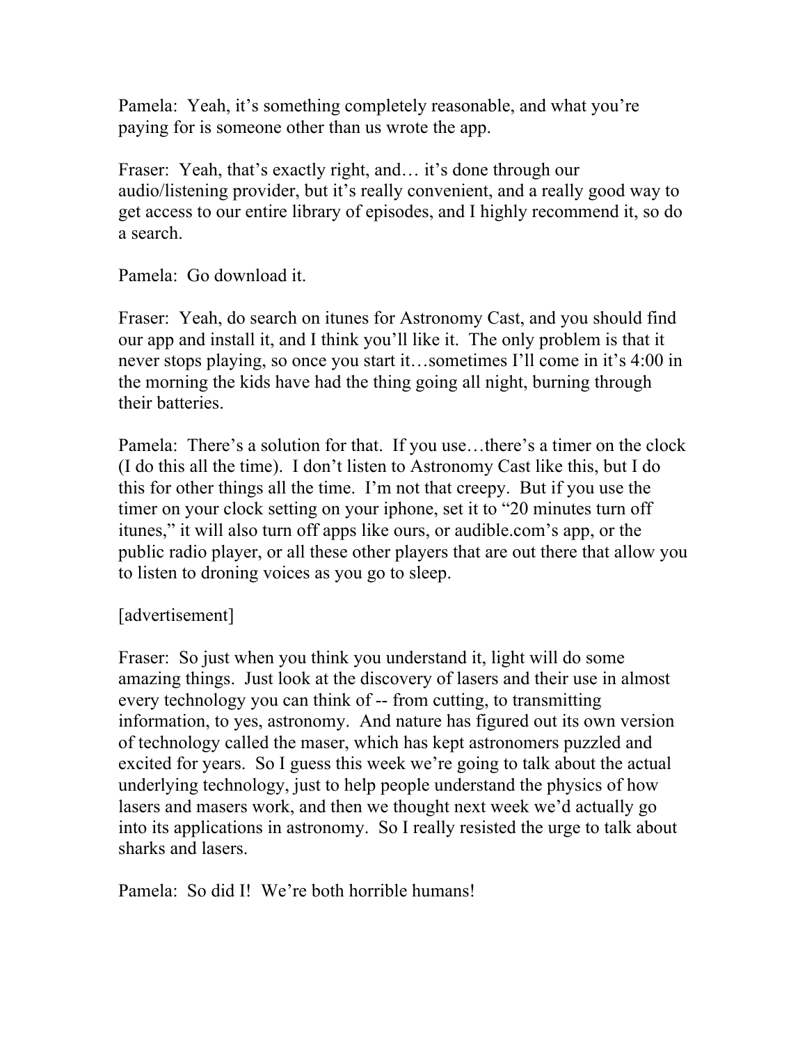Pamela: Yeah, it's something completely reasonable, and what you're paying for is someone other than us wrote the app.

Fraser: Yeah, that's exactly right, and… it's done through our audio/listening provider, but it's really convenient, and a really good way to get access to our entire library of episodes, and I highly recommend it, so do a search.

Pamela: Go download it.

Fraser: Yeah, do search on itunes for Astronomy Cast, and you should find our app and install it, and I think you'll like it. The only problem is that it never stops playing, so once you start it…sometimes I'll come in it's 4:00 in the morning the kids have had the thing going all night, burning through their batteries.

Pamela: There's a solution for that. If you use…there's a timer on the clock (I do this all the time). I don't listen to Astronomy Cast like this, but I do this for other things all the time. I'm not that creepy. But if you use the timer on your clock setting on your iphone, set it to "20 minutes turn off itunes," it will also turn off apps like ours, or audible.com's app, or the public radio player, or all these other players that are out there that allow you to listen to droning voices as you go to sleep.

[advertisement]

Fraser: So just when you think you understand it, light will do some amazing things. Just look at the discovery of lasers and their use in almost every technology you can think of -- from cutting, to transmitting information, to yes, astronomy. And nature has figured out its own version of technology called the maser, which has kept astronomers puzzled and excited for years. So I guess this week we're going to talk about the actual underlying technology, just to help people understand the physics of how lasers and masers work, and then we thought next week we'd actually go into its applications in astronomy. So I really resisted the urge to talk about sharks and lasers.

Pamela: So did I! We're both horrible humans!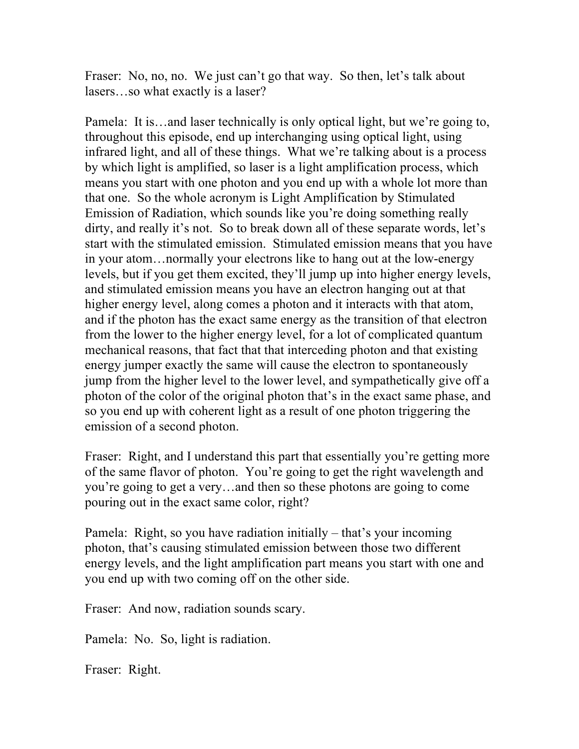Fraser: No, no, no. We just can't go that way. So then, let's talk about lasers…so what exactly is a laser?

Pamela: It is…and laser technically is only optical light, but we're going to, throughout this episode, end up interchanging using optical light, using infrared light, and all of these things. What we're talking about is a process by which light is amplified, so laser is a light amplification process, which means you start with one photon and you end up with a whole lot more than that one. So the whole acronym is Light Amplification by Stimulated Emission of Radiation, which sounds like you're doing something really dirty, and really it's not. So to break down all of these separate words, let's start with the stimulated emission. Stimulated emission means that you have in your atom…normally your electrons like to hang out at the low-energy levels, but if you get them excited, they'll jump up into higher energy levels, and stimulated emission means you have an electron hanging out at that higher energy level, along comes a photon and it interacts with that atom, and if the photon has the exact same energy as the transition of that electron from the lower to the higher energy level, for a lot of complicated quantum mechanical reasons, that fact that that interceding photon and that existing energy jumper exactly the same will cause the electron to spontaneously jump from the higher level to the lower level, and sympathetically give off a photon of the color of the original photon that's in the exact same phase, and so you end up with coherent light as a result of one photon triggering the emission of a second photon.

Fraser: Right, and I understand this part that essentially you're getting more of the same flavor of photon. You're going to get the right wavelength and you're going to get a very…and then so these photons are going to come pouring out in the exact same color, right?

Pamela: Right, so you have radiation initially – that's your incoming photon, that's causing stimulated emission between those two different energy levels, and the light amplification part means you start with one and you end up with two coming off on the other side.

Fraser: And now, radiation sounds scary.

Pamela: No. So, light is radiation.

Fraser: Right.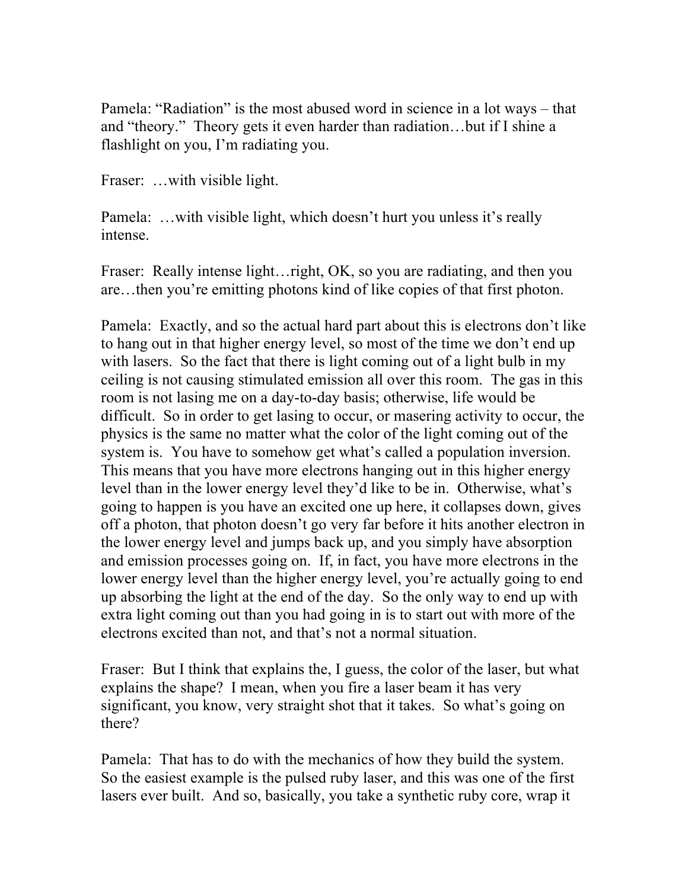Pamela: "Radiation" is the most abused word in science in a lot ways – that and "theory." Theory gets it even harder than radiation…but if I shine a flashlight on you, I'm radiating you.

Fraser: …with visible light.

Pamela: …with visible light, which doesn't hurt you unless it's really intense.

Fraser: Really intense light…right, OK, so you are radiating, and then you are…then you're emitting photons kind of like copies of that first photon.

Pamela: Exactly, and so the actual hard part about this is electrons don't like to hang out in that higher energy level, so most of the time we don't end up with lasers. So the fact that there is light coming out of a light bulb in my ceiling is not causing stimulated emission all over this room. The gas in this room is not lasing me on a day-to-day basis; otherwise, life would be difficult. So in order to get lasing to occur, or masering activity to occur, the physics is the same no matter what the color of the light coming out of the system is. You have to somehow get what's called a population inversion. This means that you have more electrons hanging out in this higher energy level than in the lower energy level they'd like to be in. Otherwise, what's going to happen is you have an excited one up here, it collapses down, gives off a photon, that photon doesn't go very far before it hits another electron in the lower energy level and jumps back up, and you simply have absorption and emission processes going on. If, in fact, you have more electrons in the lower energy level than the higher energy level, you're actually going to end up absorbing the light at the end of the day. So the only way to end up with extra light coming out than you had going in is to start out with more of the electrons excited than not, and that's not a normal situation.

Fraser: But I think that explains the, I guess, the color of the laser, but what explains the shape? I mean, when you fire a laser beam it has very significant, you know, very straight shot that it takes. So what's going on there?

Pamela: That has to do with the mechanics of how they build the system. So the easiest example is the pulsed ruby laser, and this was one of the first lasers ever built. And so, basically, you take a synthetic ruby core, wrap it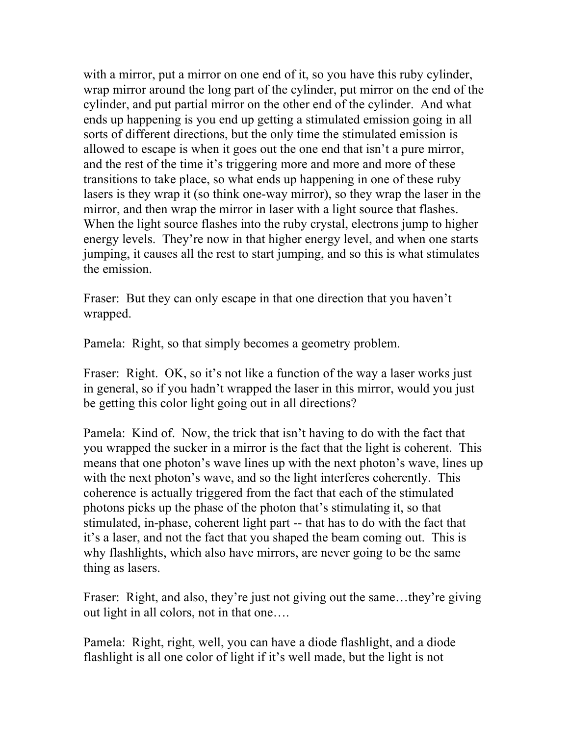with a mirror, put a mirror on one end of it, so you have this ruby cylinder, wrap mirror around the long part of the cylinder, put mirror on the end of the cylinder, and put partial mirror on the other end of the cylinder. And what ends up happening is you end up getting a stimulated emission going in all sorts of different directions, but the only time the stimulated emission is allowed to escape is when it goes out the one end that isn't a pure mirror, and the rest of the time it's triggering more and more and more of these transitions to take place, so what ends up happening in one of these ruby lasers is they wrap it (so think one-way mirror), so they wrap the laser in the mirror, and then wrap the mirror in laser with a light source that flashes. When the light source flashes into the ruby crystal, electrons jump to higher energy levels. They're now in that higher energy level, and when one starts jumping, it causes all the rest to start jumping, and so this is what stimulates the emission.

Fraser: But they can only escape in that one direction that you haven't wrapped.

Pamela: Right, so that simply becomes a geometry problem.

Fraser: Right. OK, so it's not like a function of the way a laser works just in general, so if you hadn't wrapped the laser in this mirror, would you just be getting this color light going out in all directions?

Pamela: Kind of. Now, the trick that isn't having to do with the fact that you wrapped the sucker in a mirror is the fact that the light is coherent. This means that one photon's wave lines up with the next photon's wave, lines up with the next photon's wave, and so the light interferes coherently. This coherence is actually triggered from the fact that each of the stimulated photons picks up the phase of the photon that's stimulating it, so that stimulated, in-phase, coherent light part -- that has to do with the fact that it's a laser, and not the fact that you shaped the beam coming out. This is why flashlights, which also have mirrors, are never going to be the same thing as lasers.

Fraser: Right, and also, they're just not giving out the same…they're giving out light in all colors, not in that one….

Pamela: Right, right, well, you can have a diode flashlight, and a diode flashlight is all one color of light if it's well made, but the light is not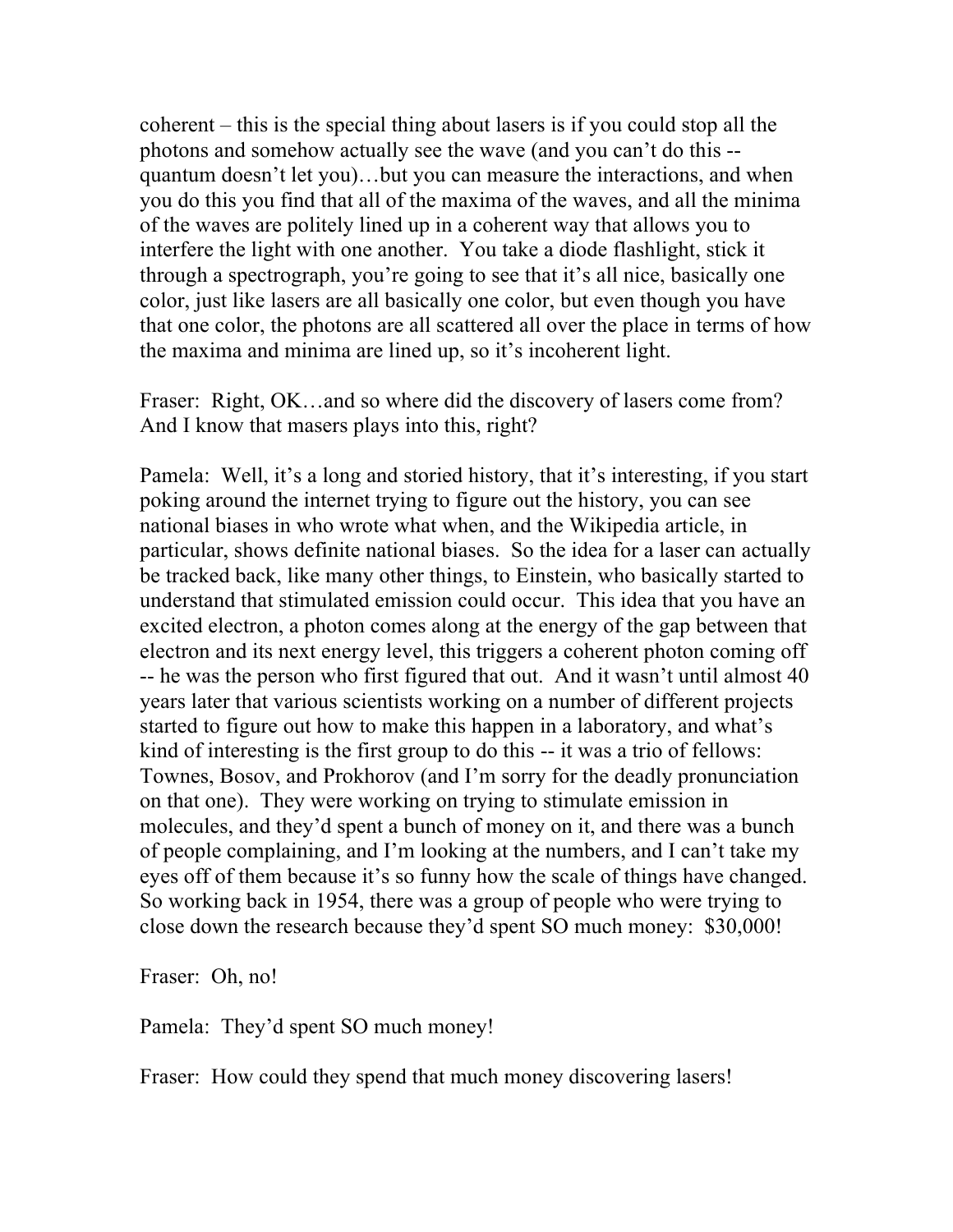coherent – this is the special thing about lasers is if you could stop all the photons and somehow actually see the wave (and you can't do this -- quantum doesn't let you)…but you can measure the interactions, and when you do this you find that all of the maxima of the waves, and all the minima of the waves are politely lined up in a coherent way that allows you to interfere the light with one another. You take a diode flashlight, stick it through a spectrograph, you're going to see that it's all nice, basically one color, just like lasers are all basically one color, but even though you have that one color, the photons are all scattered all over the place in terms of how the maxima and minima are lined up, so it's incoherent light.

Fraser: Right, OK…and so where did the discovery of lasers come from? And I know that masers plays into this, right?

Pamela: Well, it's a long and storied history, that it's interesting, if you start poking around the internet trying to figure out the history, you can see national biases in who wrote what when, and the Wikipedia article, in particular, shows definite national biases. So the idea for a laser can actually be tracked back, like many other things, to Einstein, who basically started to understand that stimulated emission could occur. This idea that you have an excited electron, a photon comes along at the energy of the gap between that electron and its next energy level, this triggers a coherent photon coming off -- he was the person who first figured that out. And it wasn't until almost 40 years later that various scientists working on a number of different projects started to figure out how to make this happen in a laboratory, and what's kind of interesting is the first group to do this -- it was a trio of fellows: Townes, Bosov, and Prokhorov (and I'm sorry for the deadly pronunciation on that one). They were working on trying to stimulate emission in molecules, and they'd spent a bunch of money on it, and there was a bunch of people complaining, and I'm looking at the numbers, and I can't take my eyes off of them because it's so funny how the scale of things have changed. So working back in 1954, there was a group of people who were trying to close down the research because they'd spent SO much money: $30,000!

Fraser: Oh, no!

Pamela: They'd spent SO much money!

Fraser: How could they spend that much money discovering lasers!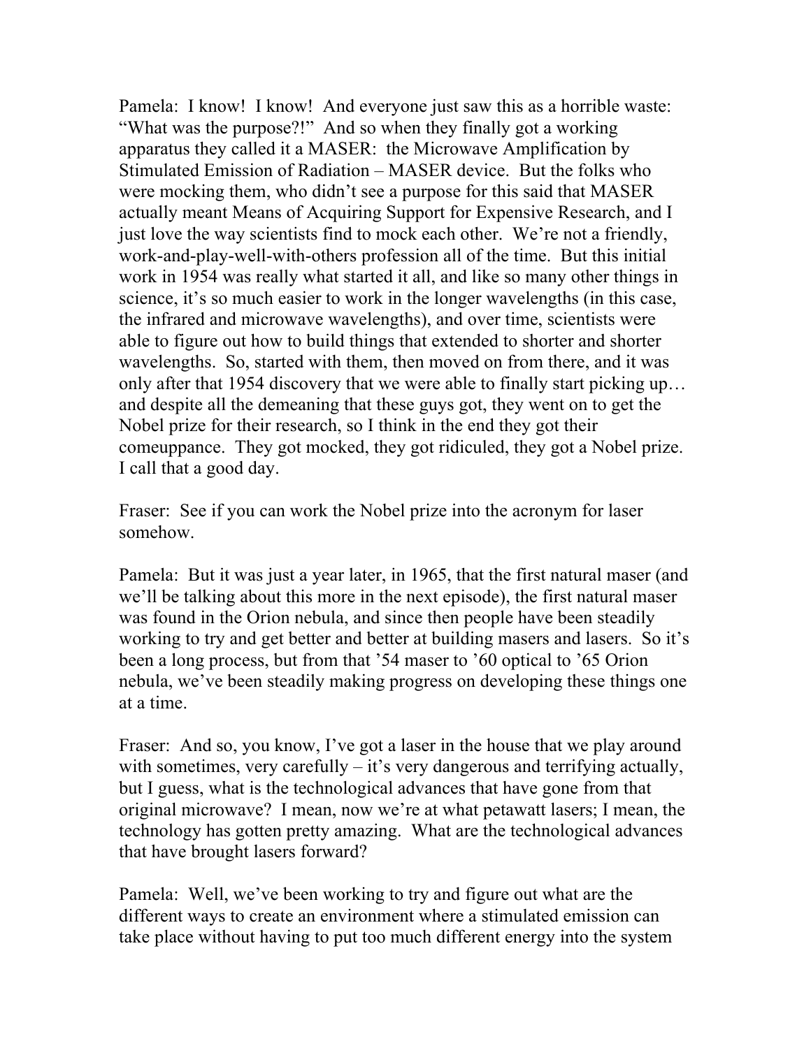Pamela: I know! I know! And everyone just saw this as a horrible waste: "What was the purpose?!" And so when they finally got a working apparatus they called it a MASER: the Microwave Amplification by Stimulated Emission of Radiation – MASER device. But the folks who were mocking them, who didn't see a purpose for this said that MASER actually meant Means of Acquiring Support for Expensive Research, and I just love the way scientists find to mock each other. We're not a friendly, work-and-play-well-with-others profession all of the time. But this initial work in 1954 was really what started it all, and like so many other things in science, it's so much easier to work in the longer wavelengths (in this case, the infrared and microwave wavelengths), and over time, scientists were able to figure out how to build things that extended to shorter and shorter wavelengths. So, started with them, then moved on from there, and it was only after that 1954 discovery that we were able to finally start picking up… and despite all the demeaning that these guys got, they went on to get the Nobel prize for their research, so I think in the end they got their comeuppance. They got mocked, they got ridiculed, they got a Nobel prize. I call that a good day.

Fraser: See if you can work the Nobel prize into the acronym for laser somehow.

Pamela: But it was just a year later, in 1965, that the first natural maser (and we'll be talking about this more in the next episode), the first natural maser was found in the Orion nebula, and since then people have been steadily working to try and get better and better at building masers and lasers. So it's been a long process, but from that '54 maser to '60 optical to '65 Orion nebula, we've been steadily making progress on developing these things one at a time.

Fraser: And so, you know, I've got a laser in the house that we play around with sometimes, very carefully – it's very dangerous and terrifying actually, but I guess, what is the technological advances that have gone from that original microwave? I mean, now we're at what petawatt lasers; I mean, the technology has gotten pretty amazing. What are the technological advances that have brought lasers forward?

Pamela: Well, we've been working to try and figure out what are the different ways to create an environment where a stimulated emission can take place without having to put too much different energy into the system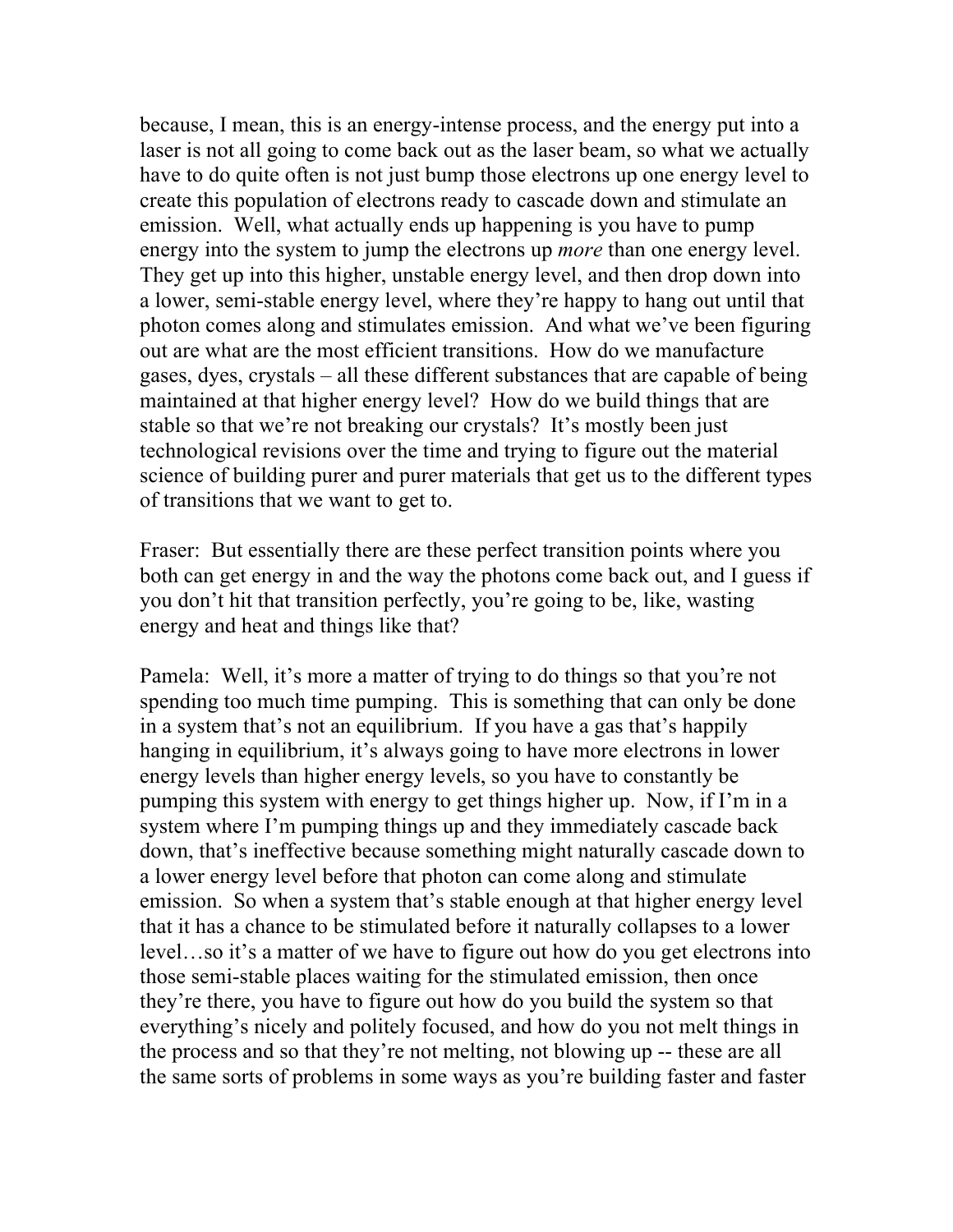because, I mean, this is an energy-intense process, and the energy put into a laser is not all going to come back out as the laser beam, so what we actually have to do quite often is not just bump those electrons up one energy level to create this population of electrons ready to cascade down and stimulate an emission. Well, what actually ends up happening is you have to pump energy into the system to jump the electrons up *more* than one energy level. They get up into this higher, unstable energy level, and then drop down into a lower, semi-stable energy level, where they're happy to hang out until that photon comes along and stimulates emission. And what we've been figuring out are what are the most efficient transitions. How do we manufacture gases, dyes, crystals – all these different substances that are capable of being maintained at that higher energy level? How do we build things that are stable so that we're not breaking our crystals? It's mostly been just technological revisions over the time and trying to figure out the material science of building purer and purer materials that get us to the different types of transitions that we want to get to.

Fraser: But essentially there are these perfect transition points where you both can get energy in and the way the photons come back out, and I guess if you don't hit that transition perfectly, you're going to be, like, wasting energy and heat and things like that?

Pamela: Well, it's more a matter of trying to do things so that you're not spending too much time pumping. This is something that can only be done in a system that's not an equilibrium. If you have a gas that's happily hanging in equilibrium, it's always going to have more electrons in lower energy levels than higher energy levels, so you have to constantly be pumping this system with energy to get things higher up. Now, if I'm in a system where I'm pumping things up and they immediately cascade back down, that's ineffective because something might naturally cascade down to a lower energy level before that photon can come along and stimulate emission. So when a system that's stable enough at that higher energy level that it has a chance to be stimulated before it naturally collapses to a lower level…so it's a matter of we have to figure out how do you get electrons into those semi-stable places waiting for the stimulated emission, then once they're there, you have to figure out how do you build the system so that everything's nicely and politely focused, and how do you not melt things in the process and so that they're not melting, not blowing up -- these are all the same sorts of problems in some ways as you're building faster and faster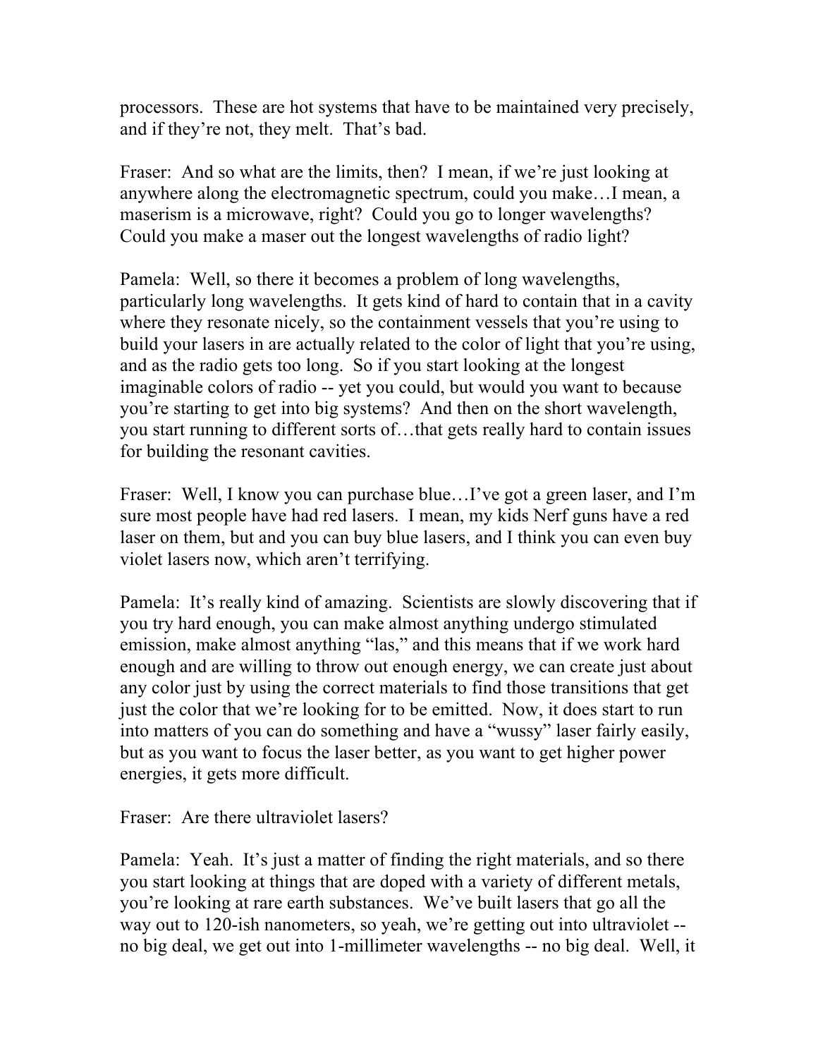processors. These are hot systems that have to be maintained very precisely, and if they're not, they melt. That's bad.

Fraser: And so what are the limits, then? I mean, if we're just looking at anywhere along the electromagnetic spectrum, could you make…I mean, a maserism is a microwave, right? Could you go to longer wavelengths? Could you make a maser out the longest wavelengths of radio light?

Pamela: Well, so there it becomes a problem of long wavelengths, particularly long wavelengths. It gets kind of hard to contain that in a cavity where they resonate nicely, so the containment vessels that you're using to build your lasers in are actually related to the color of light that you're using, and as the radio gets too long. So if you start looking at the longest imaginable colors of radio -- yet you could, but would you want to because you're starting to get into big systems? And then on the short wavelength, you start running to different sorts of…that gets really hard to contain issues for building the resonant cavities.

Fraser: Well, I know you can purchase blue…I've got a green laser, and I'm sure most people have had red lasers. I mean, my kids Nerf guns have a red laser on them, but and you can buy blue lasers, and I think you can even buy violet lasers now, which aren't terrifying.

Pamela: It's really kind of amazing. Scientists are slowly discovering that if you try hard enough, you can make almost anything undergo stimulated emission, make almost anything "las," and this means that if we work hard enough and are willing to throw out enough energy, we can create just about any color just by using the correct materials to find those transitions that get just the color that we're looking for to be emitted. Now, it does start to run into matters of you can do something and have a "wussy" laser fairly easily, but as you want to focus the laser better, as you want to get higher power energies, it gets more difficult.

Fraser: Are there ultraviolet lasers?

Pamela: Yeah. It's just a matter of finding the right materials, and so there you start looking at things that are doped with a variety of different metals, you're looking at rare earth substances. We've built lasers that go all the way out to 120-ish nanometers, so yeah, we're getting out into ultraviolet -- no big deal, we get out into 1-millimeter wavelengths -- no big deal. Well, it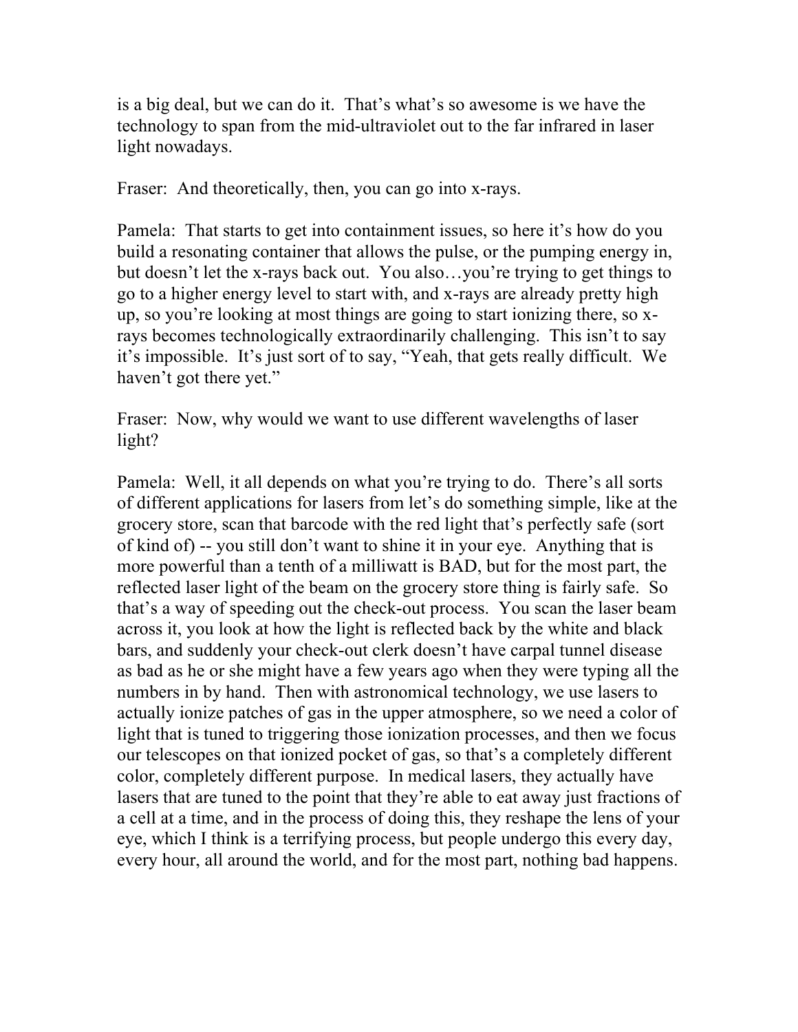is a big deal, but we can do it.  That's what's so awesome is we have the technology to span from the mid-ultraviolet out to the far infrared in laser light nowadays.

Fraser:  And theoretically, then, you can go into x-rays.

Pamela:  That starts to get into containment issues, so here it's how do you build a resonating container that allows the pulse, or the pumping energy in, but doesn't let the x-rays back out.  You also…you're trying to get things to go to a higher energy level to start with, and x-rays are already pretty high up, so you're looking at most things are going to start ionizing there, so x-rays becomes technologically extraordinarily challenging.  This isn't to say it's impossible.  It's just sort of to say, "Yeah, that gets really difficult.  We haven't got there yet."

Fraser:  Now, why would we want to use different wavelengths of laser light?

Pamela:  Well, it all depends on what you're trying to do.  There's all sorts of different applications for lasers from let's do something simple, like at the grocery store, scan that barcode with the red light that's perfectly safe (sort of kind of) -- you still don't want to shine it in your eye.  Anything that is more powerful than a tenth of a milliwatt is BAD, but for the most part, the reflected laser light of the beam on the grocery store thing is fairly safe.  So that's a way of speeding out the check-out process.  You scan the laser beam across it, you look at how the light is reflected back by the white and black bars, and suddenly your check-out clerk doesn't have carpal tunnel disease as bad as he or she might have a few years ago when they were typing all the numbers in by hand.  Then with astronomical technology, we use lasers to actually ionize patches of gas in the upper atmosphere, so we need a color of light that is tuned to triggering those ionization processes, and then we focus our telescopes on that ionized pocket of gas, so that's a completely different color, completely different purpose.  In medical lasers, they actually have lasers that are tuned to the point that they're able to eat away just fractions of a cell at a time, and in the process of doing this, they reshape the lens of your eye, which I think is a terrifying process, but people undergo this every day, every hour, all around the world, and for the most part, nothing bad happens.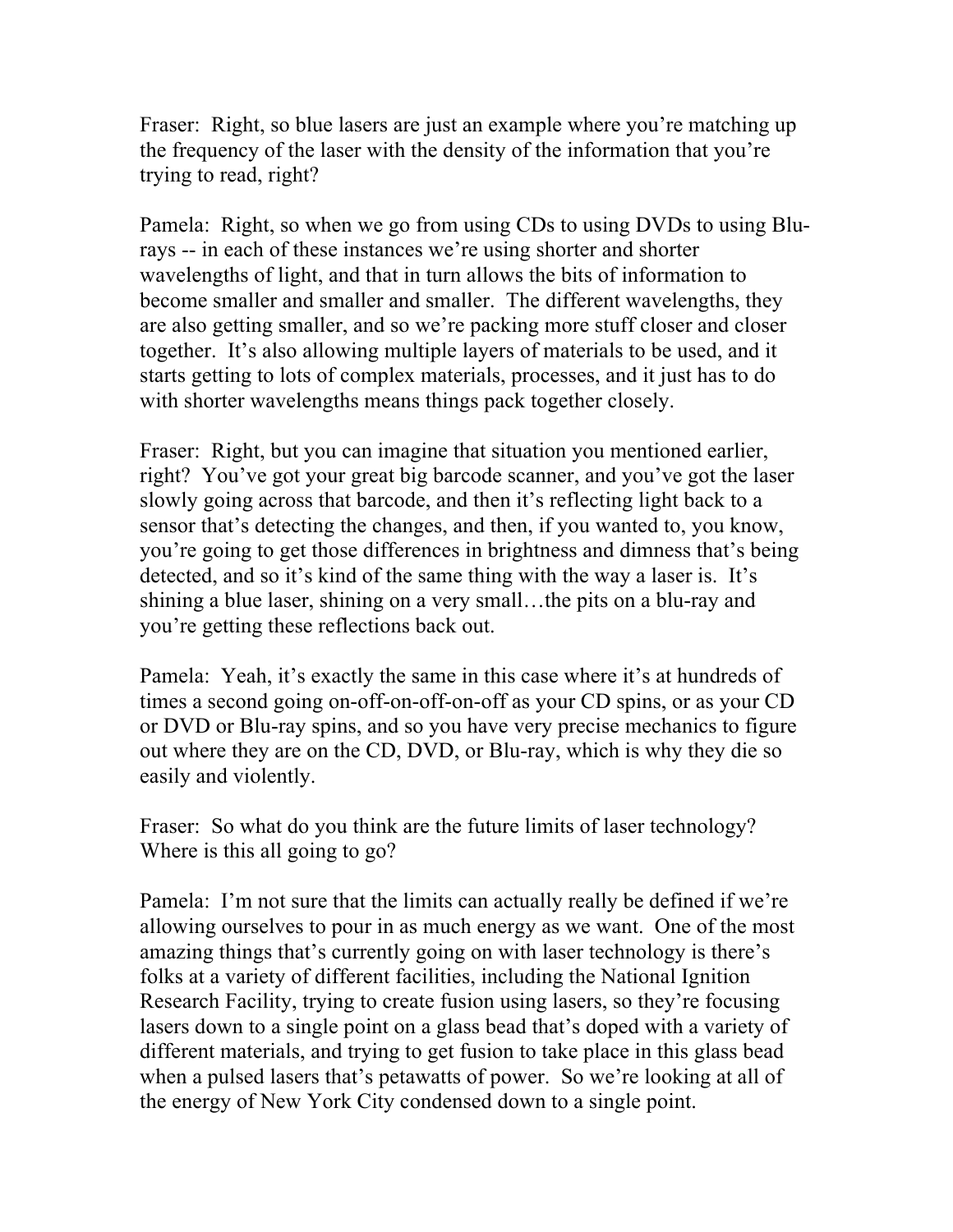Fraser: Right, so blue lasers are just an example where you're matching up the frequency of the laser with the density of the information that you're trying to read, right?

Pamela: Right, so when we go from using CDs to using DVDs to using Blu-rays -- in each of these instances we're using shorter and shorter wavelengths of light, and that in turn allows the bits of information to become smaller and smaller and smaller. The different wavelengths, they are also getting smaller, and so we're packing more stuff closer and closer together. It's also allowing multiple layers of materials to be used, and it starts getting to lots of complex materials, processes, and it just has to do with shorter wavelengths means things pack together closely.

Fraser: Right, but you can imagine that situation you mentioned earlier, right? You've got your great big barcode scanner, and you've got the laser slowly going across that barcode, and then it's reflecting light back to a sensor that's detecting the changes, and then, if you wanted to, you know, you're going to get those differences in brightness and dimness that's being detected, and so it's kind of the same thing with the way a laser is. It's shining a blue laser, shining on a very small…the pits on a blu-ray and you're getting these reflections back out.

Pamela: Yeah, it's exactly the same in this case where it's at hundreds of times a second going on-off-on-off-on-off as your CD spins, or as your CD or DVD or Blu-ray spins, and so you have very precise mechanics to figure out where they are on the CD, DVD, or Blu-ray, which is why they die so easily and violently.

Fraser: So what do you think are the future limits of laser technology? Where is this all going to go?

Pamela: I'm not sure that the limits can actually really be defined if we're allowing ourselves to pour in as much energy as we want. One of the most amazing things that's currently going on with laser technology is there's folks at a variety of different facilities, including the National Ignition Research Facility, trying to create fusion using lasers, so they're focusing lasers down to a single point on a glass bead that's doped with a variety of different materials, and trying to get fusion to take place in this glass bead when a pulsed lasers that's petawatts of power. So we're looking at all of the energy of New York City condensed down to a single point.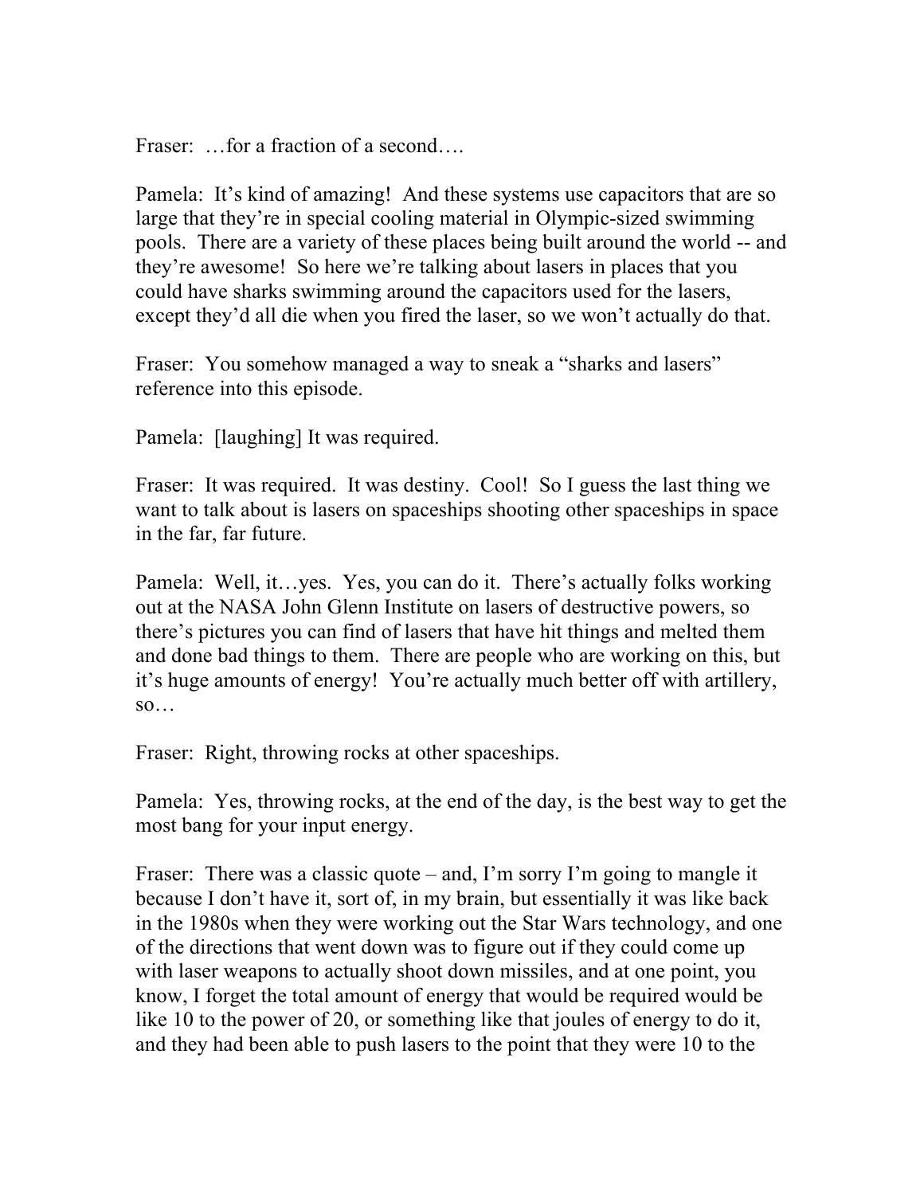Fraser: …for a fraction of a second….

Pamela: It's kind of amazing! And these systems use capacitors that are so large that they're in special cooling material in Olympic-sized swimming pools. There are a variety of these places being built around the world -- and they're awesome! So here we're talking about lasers in places that you could have sharks swimming around the capacitors used for the lasers, except they'd all die when you fired the laser, so we won't actually do that.

Fraser: You somehow managed a way to sneak a "sharks and lasers" reference into this episode.

Pamela: [laughing] It was required.

Fraser: It was required. It was destiny. Cool! So I guess the last thing we want to talk about is lasers on spaceships shooting other spaceships in space in the far, far future.

Pamela: Well, it…yes. Yes, you can do it. There's actually folks working out at the NASA John Glenn Institute on lasers of destructive powers, so there's pictures you can find of lasers that have hit things and melted them and done bad things to them. There are people who are working on this, but it's huge amounts of energy! You're actually much better off with artillery, so…

Fraser: Right, throwing rocks at other spaceships.

Pamela: Yes, throwing rocks, at the end of the day, is the best way to get the most bang for your input energy.

Fraser: There was a classic quote – and, I'm sorry I'm going to mangle it because I don't have it, sort of, in my brain, but essentially it was like back in the 1980s when they were working out the Star Wars technology, and one of the directions that went down was to figure out if they could come up with laser weapons to actually shoot down missiles, and at one point, you know, I forget the total amount of energy that would be required would be like 10 to the power of 20, or something like that joules of energy to do it, and they had been able to push lasers to the point that they were 10 to the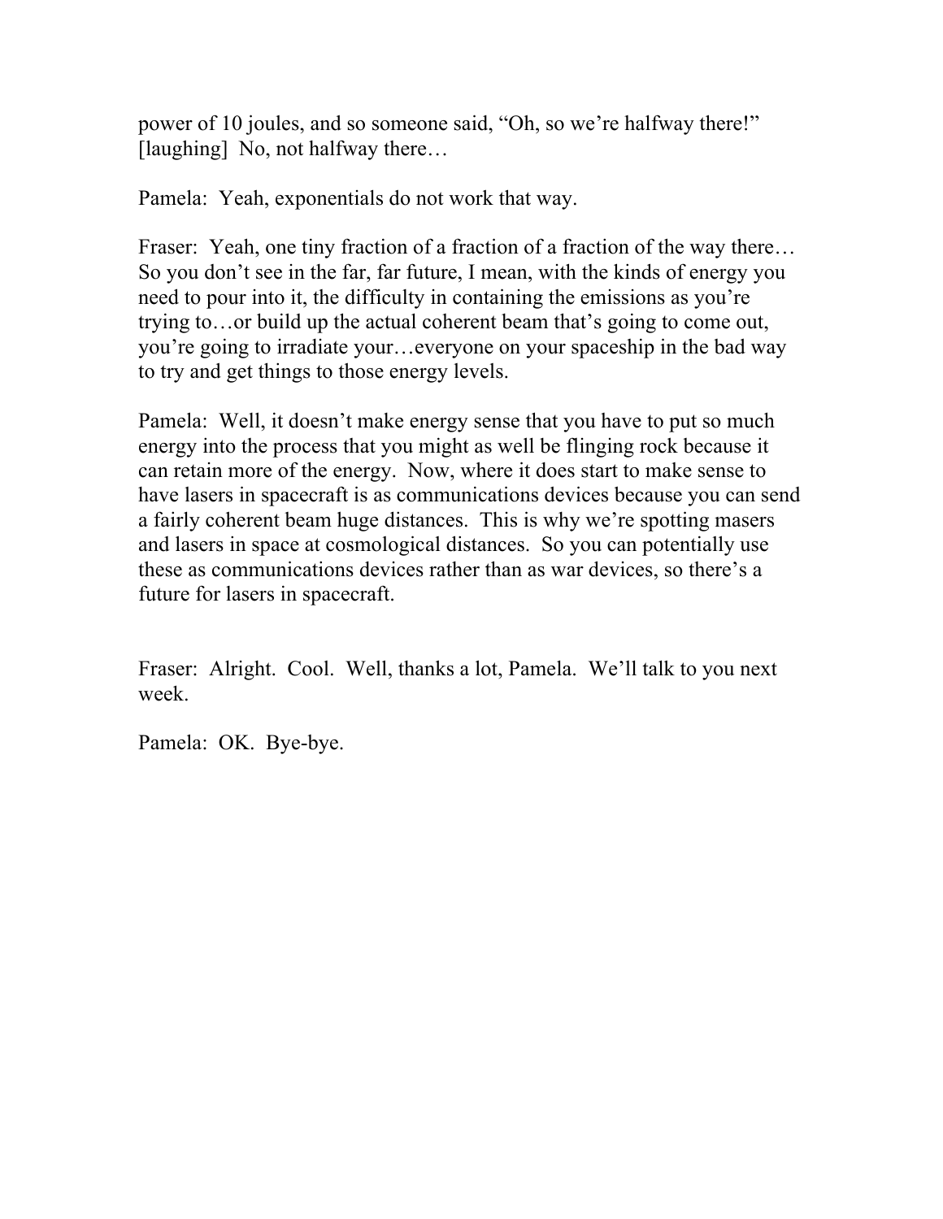power of 10 joules, and so someone said, "Oh, so we're halfway there!" [laughing] No, not halfway there…

Pamela: Yeah, exponentials do not work that way.

Fraser: Yeah, one tiny fraction of a fraction of a fraction of the way there… So you don't see in the far, far future, I mean, with the kinds of energy you need to pour into it, the difficulty in containing the emissions as you're trying to…or build up the actual coherent beam that's going to come out, you're going to irradiate your…everyone on your spaceship in the bad way to try and get things to those energy levels.

Pamela: Well, it doesn't make energy sense that you have to put so much energy into the process that you might as well be flinging rock because it can retain more of the energy. Now, where it does start to make sense to have lasers in spacecraft is as communications devices because you can send a fairly coherent beam huge distances. This is why we're spotting masers and lasers in space at cosmological distances. So you can potentially use these as communications devices rather than as war devices, so there's a future for lasers in spacecraft.

Fraser: Alright. Cool. Well, thanks a lot, Pamela. We'll talk to you next week.

Pamela: OK. Bye-bye.